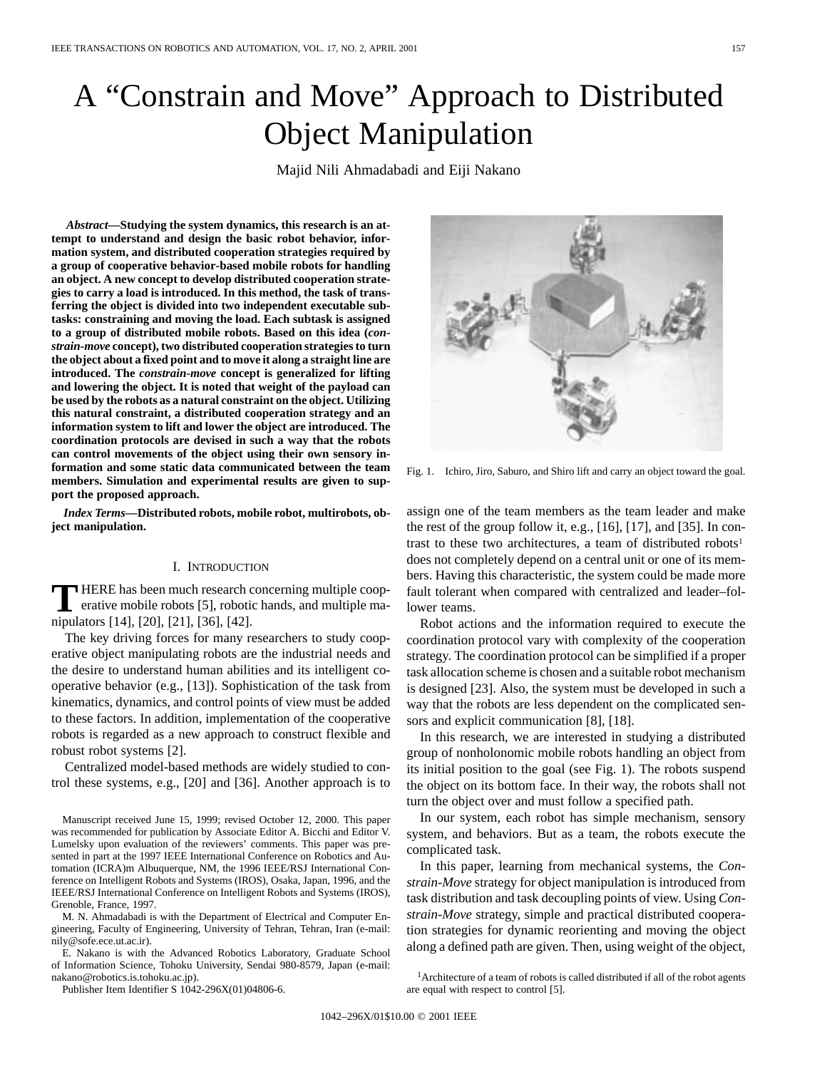# A "Constrain and Move" Approach to Distributed Object Manipulation

Majid Nili Ahmadabadi and Eiji Nakano

***Abstract*—Studying the system dynamics, this research is an attempt to understand and design the basic robot behavior, information system, and distributed cooperation strategies required by a group of cooperative behavior-based mobile robots for handling an object. A new concept to develop distributed cooperation strategies to carry a load is introduced. In this method, the task of transferring the object is divided into two independent executable subtasks: constraining and moving the load. Each subtask is assigned to a group of distributed mobile robots. Based on this idea (*constrain-move* concept), two distributed cooperation strategies to turn the object about a fixed point and to move it along a straight line are introduced. The *constrain-move* concept is generalized for lifting and lowering the object. It is noted that weight of the payload can be used by the robots as a natural constraint on the object. Utilizing this natural constraint, a distributed cooperation strategy and an information system to lift and lower the object are introduced. The coordination protocols are devised in such a way that the robots can control movements of the object using their own sensory information and some static data communicated between the team members. Simulation and experimental results are given to support the proposed approach.**

***Index Terms*—Distributed robots, mobile robot, multirobots, object manipulation.**

## I. Introduction

THERE has been much research concerning multiple cooperative mobile robots [5], robotic hands, and multiple manipulators [14], [20], [21], [36], [42].

The key driving forces for many researchers to study cooperative object manipulating robots are the industrial needs and the desire to understand human abilities and its intelligent cooperative behavior (e.g., [13]). Sophistication of the task from kinematics, dynamics, and control points of view must be added to these factors. In addition, implementation of the cooperative robots is regarded as a new approach to construct flexible and robust robot systems [2].

Centralized model-based methods are widely studied to control these systems, e.g., [20] and [36]. Another approach is to assign one of the team members as the team leader and make the rest of the group follow it, e.g., [16], [17], and [35]. In contrast to these two architectures, a team of distributed robots[1] does not completely depend on a central unit or one of its members. Having this characteristic, the system could be made more fault tolerant when compared with centralized and leader–follower teams.

Robot actions and the information required to execute the coordination protocol vary with complexity of the cooperation strategy. The coordination protocol can be simplified if a proper task allocation scheme is chosen and a suitable robot mechanism is designed [23]. Also, the system must be developed in such a way that the robots are less dependent on the complicated sensors and explicit communication [8], [18].

In this research, we are interested in studying a distributed group of nonholonomic mobile robots handling an object from its initial position to the goal (see Fig. 1). The robots suspend the object on its bottom face. In their way, the robots shall not turn the object over and must follow a specified path.

In our system, each robot has simple mechanism, sensory system, and behaviors. But as a team, the robots execute the complicated task.

In this paper, learning from mechanical systems, the *Constrain-Move* strategy for object manipulation is introduced from task distribution and task decoupling points of view. Using *Constrain-Move* strategy, simple and practical distributed cooperation strategies for dynamic reorienting and moving the object along a defined path are given. Then, using weight of the object,

Fig. 1. Ichiro, Jiro, Saburo, and Shiro lift and carry an object toward the goal.

Manuscript received June 15, 1999; revised October 12, 2000. This paper was recommended for publication by Associate Editor A. Bicchi and Editor V. Lumelsky upon evaluation of the reviewers' comments. This paper was presented in part at the 1997 IEEE International Conference on Robotics and Automation (ICRA)m Albuquerque, NM, the 1996 IEEE/RSJ International Conference on Intelligent Robots and Systems (IROS), Osaka, Japan, 1996, and the IEEE/RSJ International Conference on Intelligent Robots and Systems (IROS), Grenoble, France, 1997.

M. N. Ahmadabadi is with the Department of Electrical and Computer Engineering, Faculty of Engineering, University of Tehran, Tehran, Iran (e-mail: nily@sofe.ece.ut.ac.ir).

E. Nakano is with the Advanced Robotics Laboratory, Graduate School of Information Science, Tohoku University, Sendai 980-8579, Japan (e-mail: nakano@robotics.is.tohoku.ac.jp).

Publisher Item Identifier S 1042-296X(01)04806-6.

[1] Architecture of a team of robots is called distributed if all of the robot agents are equal with respect to control [5].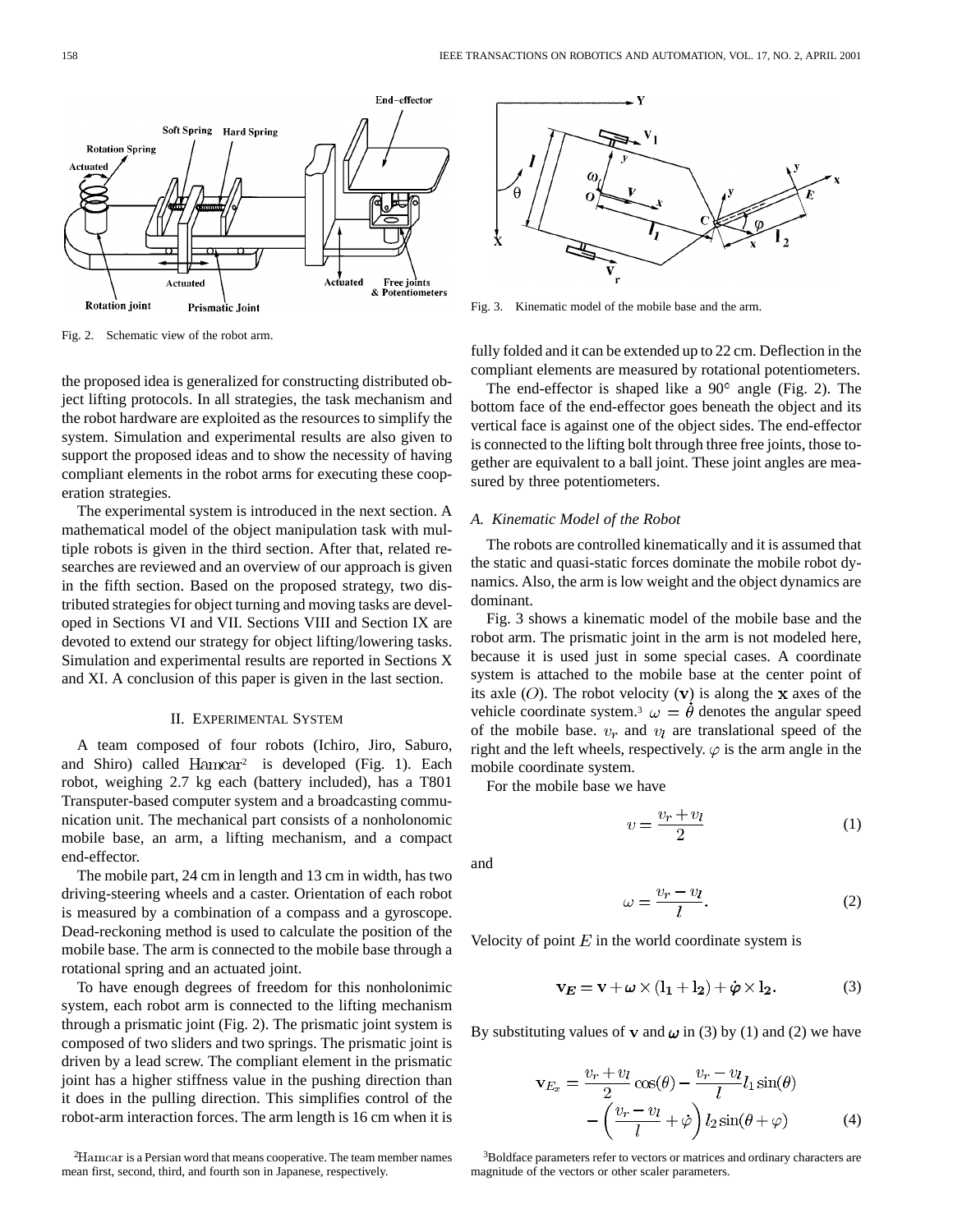Fig. 2. Schematic view of the robot arm.

the proposed idea is generalized for constructing distributed object lifting protocols. In all strategies, the task mechanism and the robot hardware are exploited as the resources to simplify the system. Simulation and experimental results are also given to support the proposed ideas and to show the necessity of having compliant elements in the robot arms for executing these cooperation strategies.

The experimental system is introduced in the next section. A mathematical model of the object manipulation task with multiple robots is given in the third section. After that, related researches are reviewed and an overview of our approach is given in the fifth section. Based on the proposed strategy, two distributed strategies for object turning and moving tasks are developed in Sections VI and VII. Sections VIII and Section IX are devoted to extend our strategy for object lifting/lowering tasks. Simulation and experimental results are reported in Sections X and XI. A conclusion of this paper is given in the last section.

## II. Experimental System

A team composed of four robots (Ichiro, Jiro, Saburo, and Shiro) called Hamcar[2] is developed (Fig. 1). Each robot, weighing 2.7 kg each (battery included), has a T801 Transputer-based computer system and a broadcasting communication unit. The mechanical part consists of a nonholonomic mobile base, an arm, a lifting mechanism, and a compact end-effector.

The mobile part, 24 cm in length and 13 cm in width, has two driving-steering wheels and a caster. Orientation of each robot is measured by a combination of a compass and a gyroscope. Dead-reckoning method is used to calculate the position of the mobile base. The arm is connected to the mobile base through a rotational spring and an actuated joint.

To have enough degrees of freedom for this nonholonimic system, each robot arm is connected to the lifting mechanism through a prismatic joint (Fig. 2). The prismatic joint system is composed of two sliders and two springs. The prismatic joint is driven by a lead screw. The compliant element in the prismatic joint has a higher stiffness value in the pushing direction than it does in the pulling direction. This simplifies control of the robot-arm interaction forces. The arm length is 16 cm when it is fully folded and it can be extended up to 22 cm. Deflection in the compliant elements are measured by rotational potentiometers.

The end-effector is shaped like a 90° angle (Fig. 2). The bottom face of the end-effector goes beneath the object and its vertical face is against one of the object sides. The end-effector is connected to the lifting bolt through three free joints, those together are equivalent to a ball joint. These joint angles are measured by three potentiometers.

Fig. 3. Kinematic model of the mobile base and the arm.

### A. Kinematic Model of the Robot

The robots are controlled kinematically and it is assumed that the static and quasi-static forces dominate the mobile robot dynamics. Also, the arm is low weight and the object dynamics are dominant.

Fig. 3 shows a kinematic model of the mobile base and the robot arm. The prismatic joint in the arm is not modeled here, because it is used just in some special cases. A coordinate system is attached to the mobile base at the center point of its axle ($O$). The robot velocity ($\mathbf{v}$) is along the $\mathbf{x}$ axes of the vehicle coordinate system.[3] $\omega = \dot{\theta}$ denotes the angular speed of the mobile base. $v_r$ and $v_l$ are translational speed of the right and the left wheels, respectively. $\varphi$ is the arm angle in the mobile coordinate system.

For the mobile base we have

$$v = \frac{v_r + v_l}{2} \tag{1}$$

and

$$\omega = \frac{v_r - v_l}{l}. \tag{2}$$

Velocity of point $E$ in the world coordinate system is

$$\mathbf{v_E} = \mathbf{v} + \boldsymbol{\omega} \times (\mathbf{l_1} + \mathbf{l_2}) + \dot{\boldsymbol{\varphi}} \times \mathbf{l_2}. \tag{3}$$

By substituting values of $\mathbf{v}$ and $\boldsymbol{\omega}$ in (3) by (1) and (2) we have

$$\mathbf{v}_{E_x} = \frac{v_r + v_l}{2}\cos(\theta) - \frac{v_r - v_l}{l} l_1 \sin(\theta) - \left(\frac{v_r - v_l}{l} + \dot{\varphi}\right) l_2 \sin(\theta + \varphi) \tag{4}$$

[2] Hamcar is a Persian word that means cooperative. The team member names mean first, second, third, and fourth son in Japanese, respectively.

[3] Boldface parameters refer to vectors or matrices and ordinary characters are magnitude of the vectors or other scaler parameters.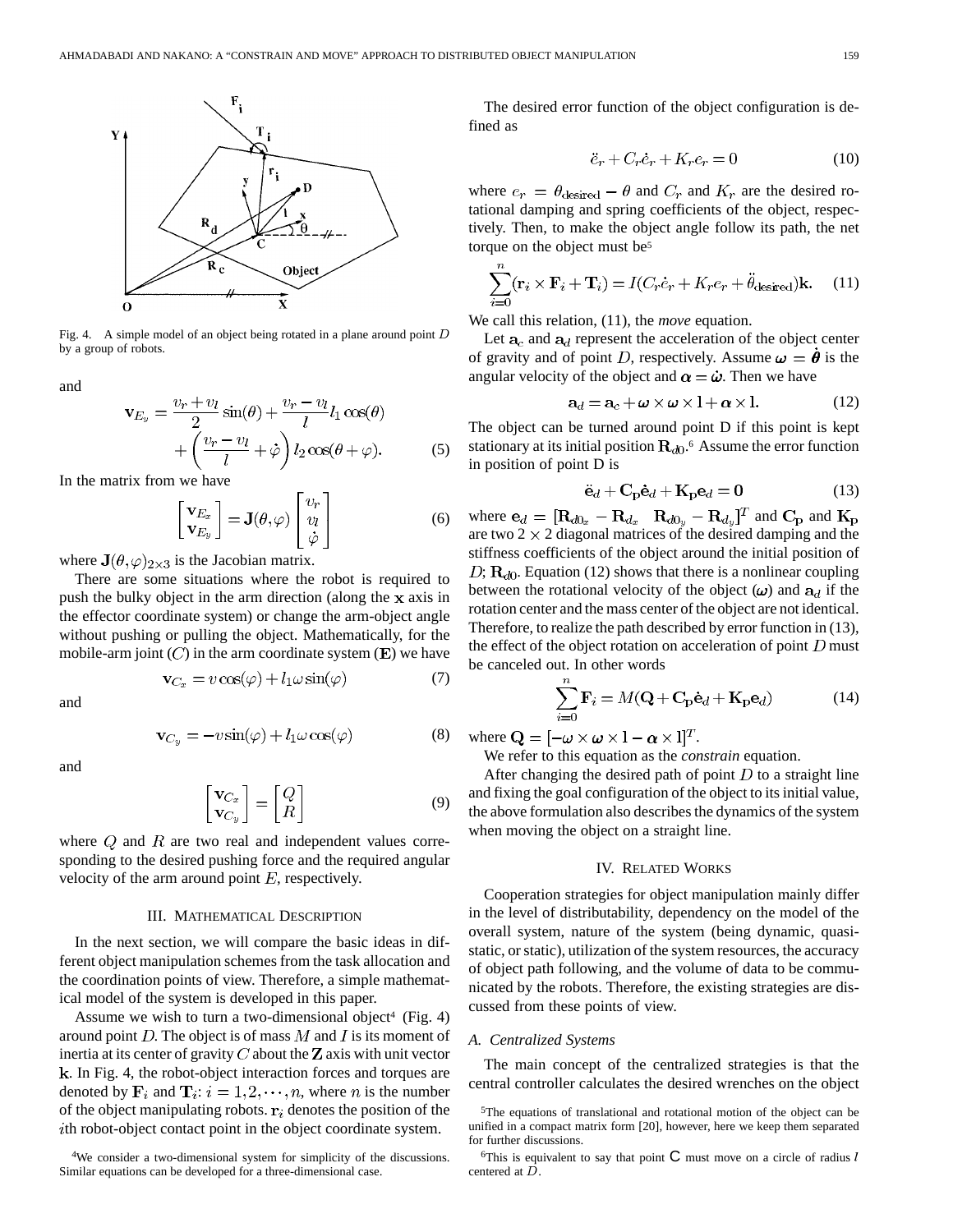Fig. 4. A simple model of an object being rotated in a plane around point $D$ by a group of robots.

and

$$\mathbf{v}_{E_y} = \frac{v_r + v_l}{2}\sin(\theta) + \frac{v_r - v_l}{l} l_1 \cos(\theta) + \left(\frac{v_r - v_l}{l} + \dot{\varphi}\right) l_2 \cos(\theta + \varphi). \quad (5)$$

In the matrix from we have

$$\begin{bmatrix} \mathbf{v}_{E_x} \\ \mathbf{v}_{E_y} \end{bmatrix} = \mathbf{J}(\theta, \varphi) \begin{bmatrix} v_r \\ v_l \\ \dot{\varphi} \end{bmatrix} \quad (6)$$

where $\mathbf{J}(\theta, \varphi)_{2\times 3}$ is the Jacobian matrix.

There are some situations where the robot is required to push the bulky object in the arm direction (along the $\mathbf{x}$ axis in the effector coordinate system) or change the arm-object angle without pushing or pulling the object. Mathematically, for the mobile-arm joint ($C$) in the arm coordinate system ($\mathbf{E}$) we have

$$\mathbf{v}_{C_x} = v\cos(\varphi) + l_1 \omega \sin(\varphi) \quad (7)$$

and

$$\mathbf{v}_{C_y} = -v\sin(\varphi) + l_1 \omega \cos(\varphi) \quad (8)$$

and

$$\begin{bmatrix} \mathbf{v}_{C_x} \\ \mathbf{v}_{C_y} \end{bmatrix} = \begin{bmatrix} Q \\ R \end{bmatrix} \quad (9)$$

where $Q$ and $R$ are two real and independent values corresponding to the desired pushing force and the required angular velocity of the arm around point $E$, respectively.

## III. Mathematical Description

In the next section, we will compare the basic ideas in different object manipulation schemes from the task allocation and the coordination points of view. Therefore, a simple mathematical model of the system is developed in this paper.

Assume we wish to turn a two-dimensional object[4] (Fig. 4) around point $D$. The object is of mass $M$ and $I$ is its moment of inertia at its center of gravity $C$ about the $\mathbf{Z}$ axis with unit vector $\mathbf{k}$. In Fig. 4, the robot-object interaction forces and torques are denoted by $\mathbf{F}_i$ and $\mathbf{T}_i$: $i = 1, 2, \cdots, n$, where $n$ is the number of the object manipulating robots. $\mathbf{r}_i$ denotes the position of the $i$th robot-object contact point in the object coordinate system.

The desired error function of the object configuration is defined as

$$\ddot{e}_r + C_r \dot{e}_r + K_r e_r = 0 \quad (10)$$

where $e_r = \theta_{\text{desired}} - \theta$ and $C_r$ and $K_r$ are the desired rotational damping and spring coefficients of the object, respectively. Then, to make the object angle follow its path, the net torque on the object must be[5]

$$\sum_{i=0}^{n} (\mathbf{r}_i \times \mathbf{F}_i + \mathbf{T}_i) = I(C_r \dot{e}_r + K_r e_r + \ddot{\theta}_{\text{desired}})\mathbf{k}. \quad (11)$$

We call this relation, (11), the *move* equation.

Let $\mathbf{a}_c$ and $\mathbf{a}_d$ represent the acceleration of the object center of gravity and of point $D$, respectively. Assume $\boldsymbol{\omega} = \dot{\boldsymbol{\theta}}$ is the angular velocity of the object and $\boldsymbol{\alpha} = \dot{\boldsymbol{\omega}}$. Then we have

$$\mathbf{a}_d = \mathbf{a}_c + \boldsymbol{\omega} \times \boldsymbol{\omega} \times \mathbf{l} + \boldsymbol{\alpha} \times \mathbf{l}. \quad (12)$$

The object can be turned around point D if this point is kept stationary at its initial position $\mathbf{R}_{d0}$.[6] Assume the error function in position of point D is

$$\ddot{\mathbf{e}}_d + \mathbf{C_p}\dot{\mathbf{e}}_d + \mathbf{K_p}\mathbf{e}_d = \mathbf{0} \quad (13)$$

where $\mathbf{e}_d = [\mathbf{R}_{d0_x} - \mathbf{R}_{d_x} \quad \mathbf{R}_{d0_y} - \mathbf{R}_{d_y}]^T$ and $\mathbf{C_p}$ and $\mathbf{K_p}$ are two $2 \times 2$ diagonal matrices of the desired damping and the stiffness coefficients of the object around the initial position of $D$; $\mathbf{R}_{d0}$. Equation (12) shows that there is a nonlinear coupling between the rotational velocity of the object ($\boldsymbol{\omega}$) and $\mathbf{a}_d$ if the rotation center and the mass center of the object are not identical. Therefore, to realize the path described by error function in (13), the effect of the object rotation on acceleration of point $D$ must be canceled out. In other words

$$\sum_{i=0}^{n} \mathbf{F}_i = M(\mathbf{Q} + \mathbf{C_p}\dot{\mathbf{e}}_d + \mathbf{K_p}\mathbf{e}_d) \quad (14)$$

where $\mathbf{Q} = [-\boldsymbol{\omega} \times \boldsymbol{\omega} \times \mathbf{l} - \boldsymbol{\alpha} \times \mathbf{l}]^T$.

We refer to this equation as the *constrain* equation.

After changing the desired path of point $D$ to a straight line and fixing the goal configuration of the object to its initial value, the above formulation also describes the dynamics of the system when moving the object on a straight line.

## IV. Related Works

Cooperation strategies for object manipulation mainly differ in the level of distributability, dependency on the model of the overall system, nature of the system (being dynamic, quasi-static, or static), utilization of the system resources, the accuracy of object path following, and the volume of data to be communicated by the robots. Therefore, the existing strategies are discussed from these points of view.

### A. Centralized Systems

The main concept of the centralized strategies is that the central controller calculates the desired wrenches on the object

---

[4] We consider a two-dimensional system for simplicity of the discussions. Similar equations can be developed for a three-dimensional case.

[5] The equations of translational and rotational motion of the object can be unified in a compact matrix form [20], however, here we keep them separated for further discussions.

[6] This is equivalent to say that point C must move on a circle of radius $l$ centered at $D$.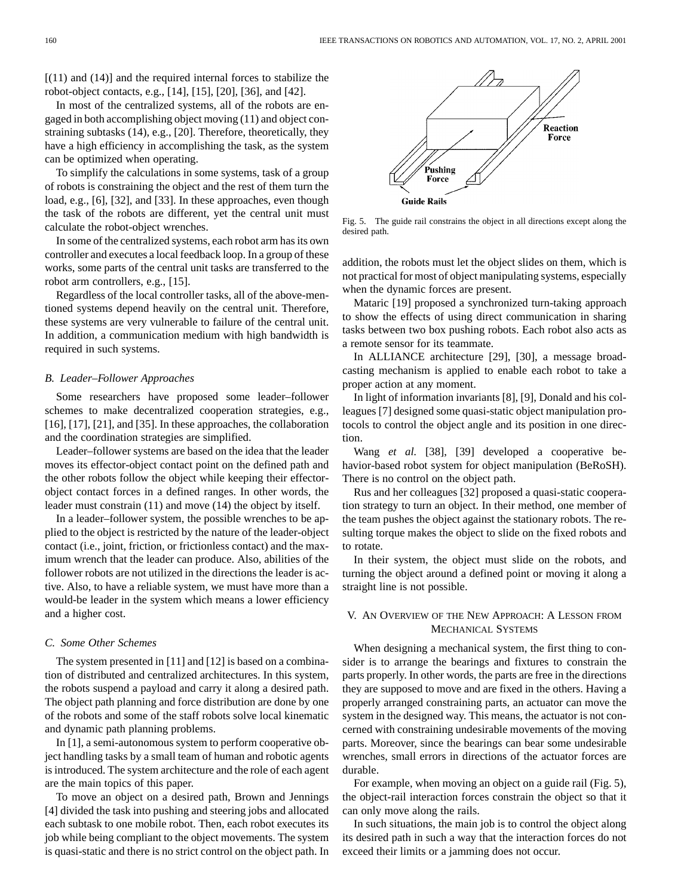[(11) and (14)] and the required internal forces to stabilize the robot-object contacts, e.g., [14], [15], [20], [36], and [42].

In most of the centralized systems, all of the robots are engaged in both accomplishing object moving (11) and object constraining subtasks (14), e.g., [20]. Therefore, theoretically, they have a high efficiency in accomplishing the task, as the system can be optimized when operating.

To simplify the calculations in some systems, task of a group of robots is constraining the object and the rest of them turn the load, e.g., [6], [32], and [33]. In these approaches, even though the task of the robots are different, yet the central unit must calculate the robot-object wrenches.

In some of the centralized systems, each robot arm has its own controller and executes a local feedback loop. In a group of these works, some parts of the central unit tasks are transferred to the robot arm controllers, e.g., [15].

Regardless of the local controller tasks, all of the above-mentioned systems depend heavily on the central unit. Therefore, these systems are very vulnerable to failure of the central unit. In addition, a communication medium with high bandwidth is required in such systems.

### *B. Leader–Follower Approaches*

Some researchers have proposed some leader–follower schemes to make decentralized cooperation strategies, e.g., [16], [17], [21], and [35]. In these approaches, the collaboration and the coordination strategies are simplified.

Leader–follower systems are based on the idea that the leader moves its effector-object contact point on the defined path and the other robots follow the object while keeping their effector-object contact forces in a defined ranges. In other words, the leader must constrain (11) and move (14) the object by itself.

In a leader–follower system, the possible wrenches to be applied to the object is restricted by the nature of the leader-object contact (i.e., joint, friction, or frictionless contact) and the maximum wrench that the leader can produce. Also, abilities of the follower robots are not utilized in the directions the leader is active. Also, to have a reliable system, we must have more than a would-be leader in the system which means a lower efficiency and a higher cost.

### *C. Some Other Schemes*

The system presented in [11] and [12] is based on a combination of distributed and centralized architectures. In this system, the robots suspend a payload and carry it along a desired path. The object path planning and force distribution are done by one of the robots and some of the staff robots solve local kinematic and dynamic path planning problems.

In [1], a semi-autonomous system to perform cooperative object handling tasks by a small team of human and robotic agents is introduced. The system architecture and the role of each agent are the main topics of this paper.

To move an object on a desired path, Brown and Jennings [4] divided the task into pushing and steering jobs and allocated each subtask to one mobile robot. Then, each robot executes its job while being compliant to the object movements. The system is quasi-static and there is no strict control on the object path. In addition, the robots must let the object slides on them, which is not practical for most of object manipulating systems, especially when the dynamic forces are present.

Fig. 5. The guide rail constrains the object in all directions except along the desired path.

Mataric [19] proposed a synchronized turn-taking approach to show the effects of using direct communication in sharing tasks between two box pushing robots. Each robot also acts as a remote sensor for its teammate.

In ALLIANCE architecture [29], [30], a message broadcasting mechanism is applied to enable each robot to take a proper action at any moment.

In light of information invariants [8], [9], Donald and his colleagues [7] designed some quasi-static object manipulation protocols to control the object angle and its position in one direction.

Wang *et al.* [38], [39] developed a cooperative behavior-based robot system for object manipulation (BeRoSH). There is no control on the object path.

Rus and her colleagues [32] proposed a quasi-static cooperation strategy to turn an object. In their method, one member of the team pushes the object against the stationary robots. The resulting torque makes the object to slide on the fixed robots and to rotate.

In their system, the object must slide on the robots, and turning the object around a defined point or moving it along a straight line is not possible.

## V. An Overview of the New Approach: A Lesson from Mechanical Systems

When designing a mechanical system, the first thing to consider is to arrange the bearings and fixtures to constrain the parts properly. In other words, the parts are free in the directions they are supposed to move and are fixed in the others. Having a properly arranged constraining parts, an actuator can move the system in the designed way. This means, the actuator is not concerned with constraining undesirable movements of the moving parts. Moreover, since the bearings can bear some undesirable wrenches, small errors in directions of the actuator forces are durable.

For example, when moving an object on a guide rail (Fig. 5), the object-rail interaction forces constrain the object so that it can only move along the rails.

In such situations, the main job is to control the object along its desired path in such a way that the interaction forces do not exceed their limits or a jamming does not occur.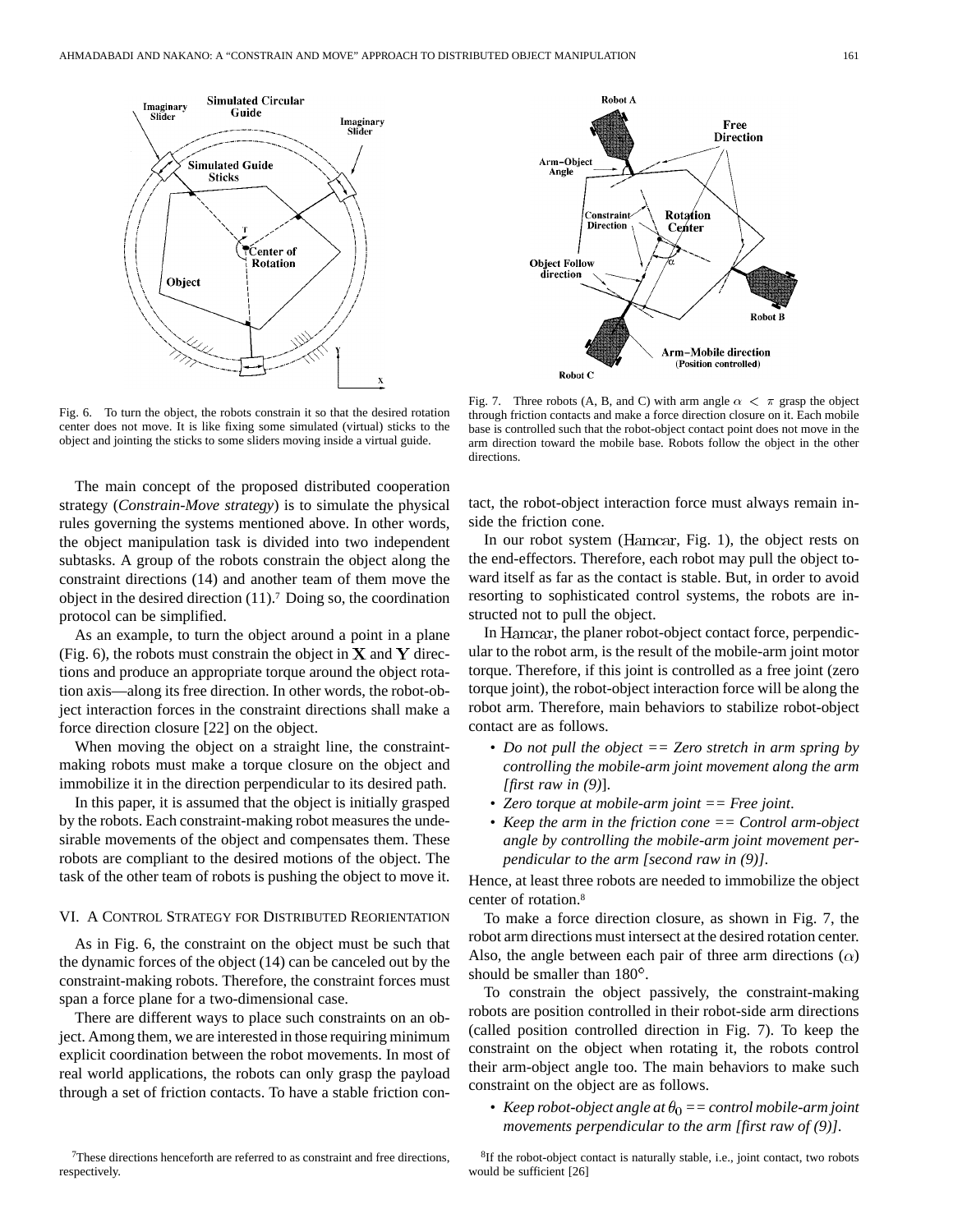Fig. 6. To turn the object, the robots constrain it so that the desired rotation center does not move. It is like fixing some simulated (virtual) sticks to the object and jointing the sticks to some sliders moving inside a virtual guide.

Fig. 7. Three robots (A, B, and C) with arm angle $\alpha < \pi$ grasp the object through friction contacts and make a force direction closure on it. Each mobile base is controlled such that the robot-object contact point does not move in the arm direction toward the mobile base. Robots follow the object in the other directions.

The main concept of the proposed distributed cooperation strategy (*Constrain-Move strategy*) is to simulate the physical rules governing the systems mentioned above. In other words, the object manipulation task is divided into two independent subtasks. A group of the robots constrain the object along the constraint directions (14) and another team of them move the object in the desired direction (11).[7] Doing so, the coordination protocol can be simplified.

As an example, to turn the object around a point in a plane (Fig. 6), the robots must constrain the object in $\mathbf{X}$ and $\mathbf{Y}$ directions and produce an appropriate torque around the object rotation axis—along its free direction. In other words, the robot-object interaction forces in the constraint directions shall make a force direction closure [22] on the object.

When moving the object on a straight line, the constraint-making robots must make a torque closure on the object and immobilize it in the direction perpendicular to its desired path.

In this paper, it is assumed that the object is initially grasped by the robots. Each constraint-making robot measures the undesirable movements of the object and compensates them. These robots are compliant to the desired motions of the object. The task of the other team of robots is pushing the object to move it.

## VI. A Control Strategy for Distributed Reorientation

As in Fig. 6, the constraint on the object must be such that the dynamic forces of the object (14) can be canceled out by the constraint-making robots. Therefore, the constraint forces must span a force plane for a two-dimensional case.

There are different ways to place such constraints on an object. Among them, we are interested in those requiring minimum explicit coordination between the robot movements. In most of real world applications, the robots can only grasp the payload through a set of friction contacts. To have a stable friction contact, the robot-object interaction force must always remain inside the friction cone.

In our robot system (Hamcar, Fig. 1), the object rests on the end-effectors. Therefore, each robot may pull the object toward itself as far as the contact is stable. But, in order to avoid resorting to sophisticated control systems, the robots are instructed not to pull the object.

In Hamcar, the planer robot-object contact force, perpendicular to the robot arm, is the result of the mobile-arm joint motor torque. Therefore, if this joint is controlled as a free joint (zero torque joint), the robot-object interaction force will be along the robot arm. Therefore, main behaviors to stabilize robot-object contact are as follows.

- *Do not pull the object == Zero stretch in arm spring by controlling the mobile-arm joint movement along the arm [first raw in (9)*].
- *Zero torque at mobile-arm joint == Free joint*.
- *Keep the arm in the friction cone == Control arm-object angle by controlling the mobile-arm joint movement perpendicular to the arm [second raw in (9)]*.

Hence, at least three robots are needed to immobilize the object center of rotation.[8]

To make a force direction closure, as shown in Fig. 7, the robot arm directions must intersect at the desired rotation center. Also, the angle between each pair of three arm directions ($\alpha$) should be smaller than 180°.

To constrain the object passively, the constraint-making robots are position controlled in their robot-side arm directions (called position controlled direction in Fig. 7). To keep the constraint on the object when rotating it, the robots control their arm-object angle too. The main behaviors to make such constraint on the object are as follows.

- *Keep robot-object angle at $\theta_0$ == control mobile-arm joint movements perpendicular to the arm [first raw of (9)]*.

[7] These directions henceforth are referred to as constraint and free directions, respectively.

[8] If the robot-object contact is naturally stable, i.e., joint contact, two robots would be sufficient [26]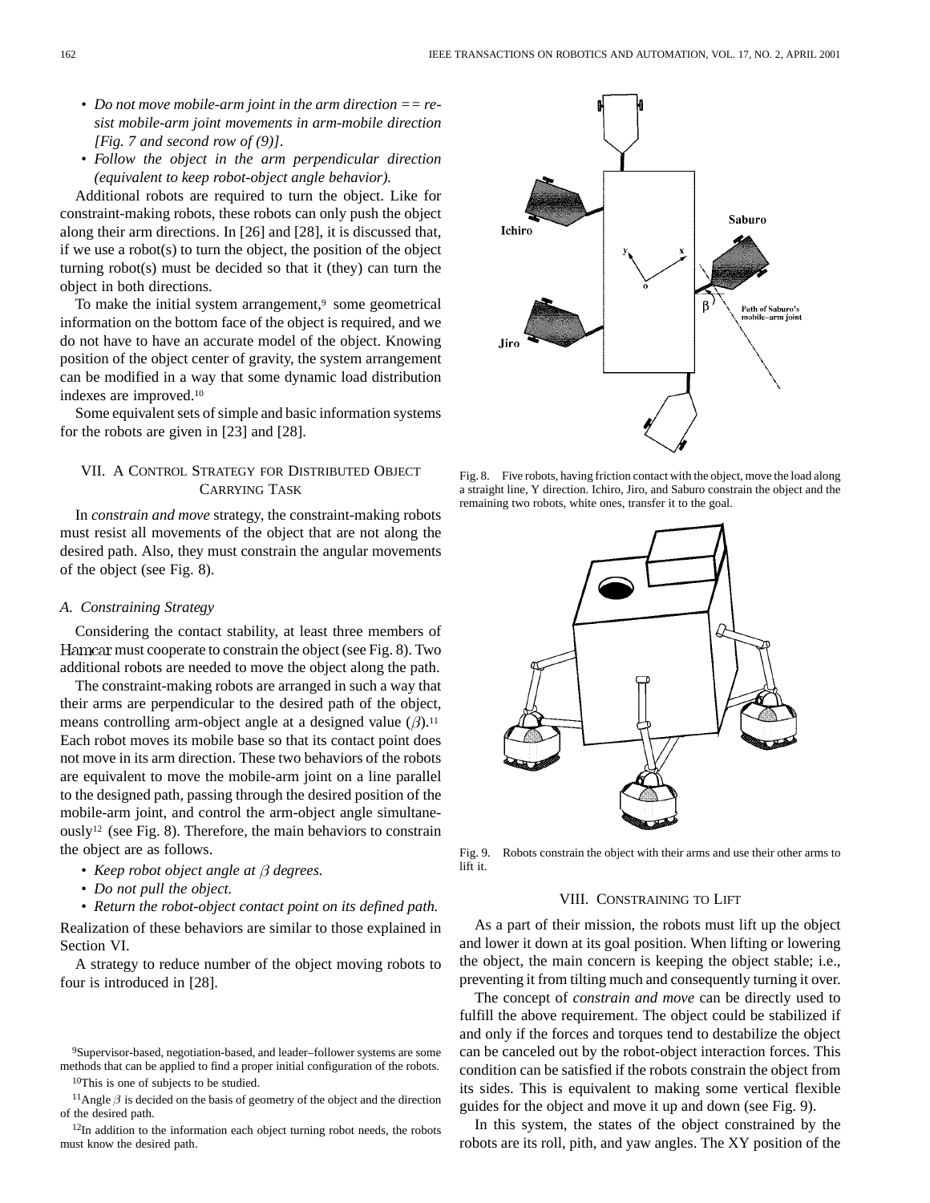- *Do not move mobile-arm joint in the arm direction == resist mobile-arm joint movements in arm-mobile direction [Fig. 7 and second row of (9)].*
- *Follow the object in the arm perpendicular direction (equivalent to keep robot-object angle behavior).*

Additional robots are required to turn the object. Like for constraint-making robots, these robots can only push the object along their arm directions. In [26] and [28], it is discussed that, if we use a robot(s) to turn the object, the position of the object turning robot(s) must be decided so that it (they) can turn the object in both directions.

To make the initial system arrangement,[9] some geometrical information on the bottom face of the object is required, and we do not have to have an accurate model of the object. Knowing position of the object center of gravity, the system arrangement can be modified in a way that some dynamic load distribution indexes are improved.[10]

Some equivalent sets of simple and basic information systems for the robots are given in [23] and [28].

## VII. A Control Strategy for Distributed Object Carrying Task

In *constrain and move* strategy, the constraint-making robots must resist all movements of the object that are not along the desired path. Also, they must constrain the angular movements of the object (see Fig. 8).

### A. Constraining Strategy

Considering the contact stability, at least three members of Hamcar must cooperate to constrain the object (see Fig. 8). Two additional robots are needed to move the object along the path.

The constraint-making robots are arranged in such a way that their arms are perpendicular to the desired path of the object, means controlling arm-object angle at a designed value ($\beta$).[11] Each robot moves its mobile base so that its contact point does not move in its arm direction. These two behaviors of the robots are equivalent to move the mobile-arm joint on a line parallel to the designed path, passing through the desired position of the mobile-arm joint, and control the arm-object angle simultaneously[12] (see Fig. 8). Therefore, the main behaviors to constrain the object are as follows.

- *Keep robot object angle at $\beta$ degrees.*
- *Do not pull the object.*
- *Return the robot-object contact point on its defined path.*

Realization of these behaviors are similar to those explained in Section VI.

A strategy to reduce number of the object moving robots to four is introduced in [28].

[9]Supervisor-based, negotiation-based, and leader–follower systems are some methods that can be applied to find a proper initial configuration of the robots.

[10]This is one of subjects to be studied.

[11]Angle $\beta$ is decided on the basis of geometry of the object and the direction of the desired path.

[12]In addition to the information each object turning robot needs, the robots must know the desired path.

Fig. 8. Five robots, having friction contact with the object, move the load along a straight line, Y direction. Ichiro, Jiro, and Saburo constrain the object and the remaining two robots, white ones, transfer it to the goal.

Fig. 9. Robots constrain the object with their arms and use their other arms to lift it.

## VIII. Constraining to Lift

As a part of their mission, the robots must lift up the object and lower it down at its goal position. When lifting or lowering the object, the main concern is keeping the object stable; i.e., preventing it from tilting much and consequently turning it over.

The concept of *constrain and move* can be directly used to fulfill the above requirement. The object could be stabilized if and only if the forces and torques tend to destabilize the object can be canceled out by the robot-object interaction forces. This condition can be satisfied if the robots constrain the object from its sides. This is equivalent to making some vertical flexible guides for the object and move it up and down (see Fig. 9).

In this system, the states of the object constrained by the robots are its roll, pith, and yaw angles. The XY position of the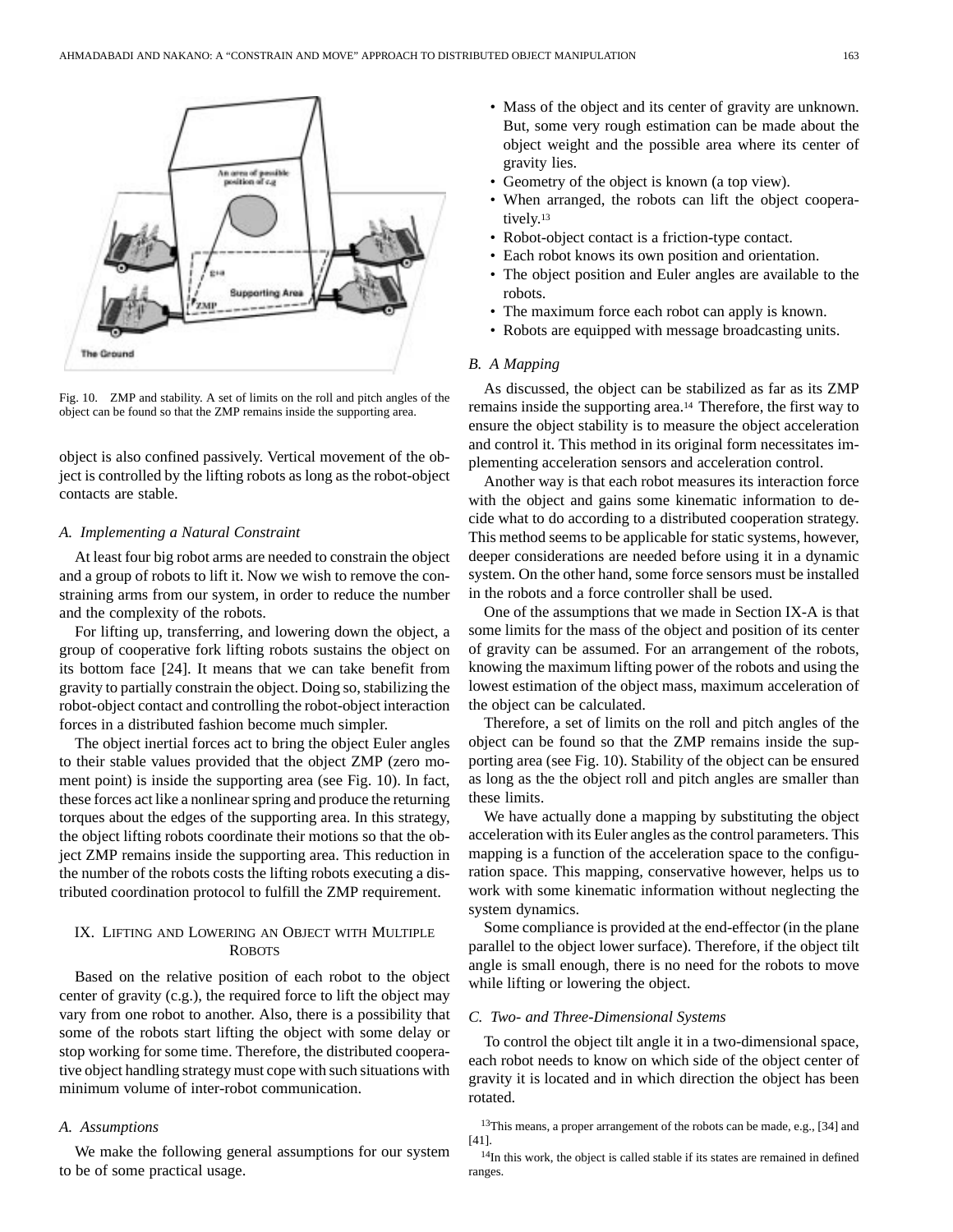Fig. 10. ZMP and stability. A set of limits on the roll and pitch angles of the object can be found so that the ZMP remains inside the supporting area.

object is also confined passively. Vertical movement of the object is controlled by the lifting robots as long as the robot-object contacts are stable.

### A. Implementing a Natural Constraint

At least four big robot arms are needed to constrain the object and a group of robots to lift it. Now we wish to remove the constraining arms from our system, in order to reduce the number and the complexity of the robots.

For lifting up, transferring, and lowering down the object, a group of cooperative fork lifting robots sustains the object on its bottom face [24]. It means that we can take benefit from gravity to partially constrain the object. Doing so, stabilizing the robot-object contact and controlling the robot-object interaction forces in a distributed fashion become much simpler.

The object inertial forces act to bring the object Euler angles to their stable values provided that the object ZMP (zero moment point) is inside the supporting area (see Fig. 10). In fact, these forces act like a nonlinear spring and produce the returning torques about the edges of the supporting area. In this strategy, the object lifting robots coordinate their motions so that the object ZMP remains inside the supporting area. This reduction in the number of the robots costs the lifting robots executing a distributed coordination protocol to fulfill the ZMP requirement.

## IX. Lifting and Lowering an Object with Multiple Robots

Based on the relative position of each robot to the object center of gravity (c.g.), the required force to lift the object may vary from one robot to another. Also, there is a possibility that some of the robots start lifting the object with some delay or stop working for some time. Therefore, the distributed cooperative object handling strategy must cope with such situations with minimum volume of inter-robot communication.

### A. Assumptions

We make the following general assumptions for our system to be of some practical usage.

- Mass of the object and its center of gravity are unknown. But, some very rough estimation can be made about the object weight and the possible area where its center of gravity lies.
- Geometry of the object is known (a top view).
- When arranged, the robots can lift the object cooperatively.[13]
- Robot-object contact is a friction-type contact.
- Each robot knows its own position and orientation.
- The object position and Euler angles are available to the robots.
- The maximum force each robot can apply is known.
- Robots are equipped with message broadcasting units.

### B. A Mapping

As discussed, the object can be stabilized as far as its ZMP remains inside the supporting area.[14] Therefore, the first way to ensure the object stability is to measure the object acceleration and control it. This method in its original form necessitates implementing acceleration sensors and acceleration control.

Another way is that each robot measures its interaction force with the object and gains some kinematic information to decide what to do according to a distributed cooperation strategy. This method seems to be applicable for static systems, however, deeper considerations are needed before using it in a dynamic system. On the other hand, some force sensors must be installed in the robots and a force controller shall be used.

One of the assumptions that we made in Section IX-A is that some limits for the mass of the object and position of its center of gravity can be assumed. For an arrangement of the robots, knowing the maximum lifting power of the robots and using the lowest estimation of the object mass, maximum acceleration of the object can be calculated.

Therefore, a set of limits on the roll and pitch angles of the object can be found so that the ZMP remains inside the supporting area (see Fig. 10). Stability of the object can be ensured as long as the the object roll and pitch angles are smaller than these limits.

We have actually done a mapping by substituting the object acceleration with its Euler angles as the control parameters. This mapping is a function of the acceleration space to the configuration space. This mapping, conservative however, helps us to work with some kinematic information without neglecting the system dynamics.

Some compliance is provided at the end-effector (in the plane parallel to the object lower surface). Therefore, if the object tilt angle is small enough, there is no need for the robots to move while lifting or lowering the object.

### C. Two- and Three-Dimensional Systems

To control the object tilt angle it in a two-dimensional space, each robot needs to know on which side of the object center of gravity it is located and in which direction the object has been rotated.

[13] This means, a proper arrangement of the robots can be made, e.g., [34] and [41].

[14] In this work, the object is called stable if its states are remained in defined ranges.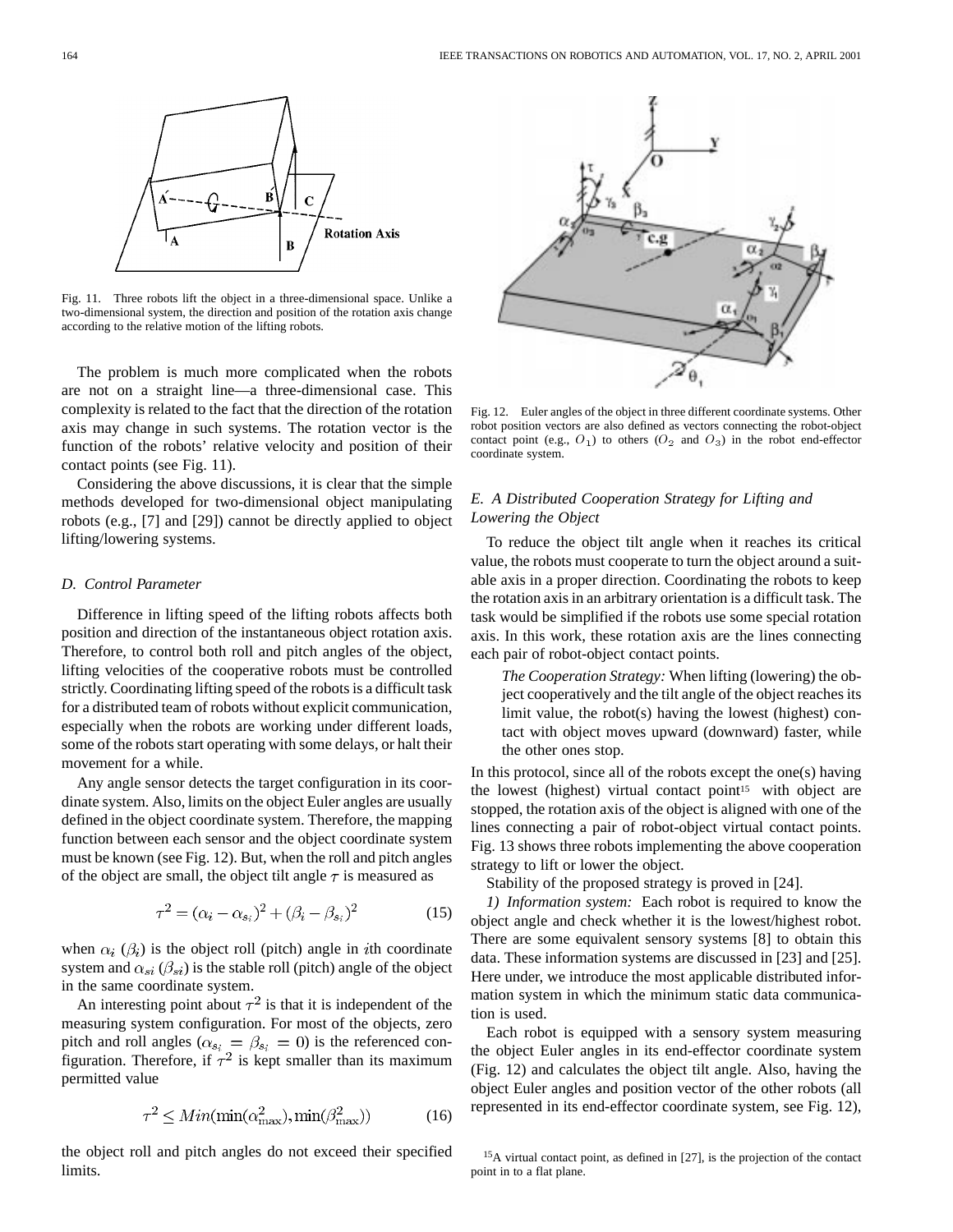Fig. 11. Three robots lift the object in a three-dimensional space. Unlike a two-dimensional system, the direction and position of the rotation axis change according to the relative motion of the lifting robots.

The problem is much more complicated when the robots are not on a straight line—a three-dimensional case. This complexity is related to the fact that the direction of the rotation axis may change in such systems. The rotation vector is the function of the robots' relative velocity and position of their contact points (see Fig. 11).

Considering the above discussions, it is clear that the simple methods developed for two-dimensional object manipulating robots (e.g., [7] and [29]) cannot be directly applied to object lifting/lowering systems.

### *D. Control Parameter*

Difference in lifting speed of the lifting robots affects both position and direction of the instantaneous object rotation axis. Therefore, to control both roll and pitch angles of the object, lifting velocities of the cooperative robots must be controlled strictly. Coordinating lifting speed of the robots is a difficult task for a distributed team of robots without explicit communication, especially when the robots are working under different loads, some of the robots start operating with some delays, or halt their movement for a while.

Any angle sensor detects the target configuration in its coordinate system. Also, limits on the object Euler angles are usually defined in the object coordinate system. Therefore, the mapping function between each sensor and the object coordinate system must be known (see Fig. 12). But, when the roll and pitch angles of the object are small, the object tilt angle $\tau$ is measured as

$$\tau^2 = (\alpha_i - \alpha_{s_i})^2 + (\beta_i - \beta_{s_i})^2 \tag{15}$$

when $\alpha_i$ ($\beta_i$) is the object roll (pitch) angle in $i$th coordinate system and $\alpha_{si}$ ($\beta_{si}$) is the stable roll (pitch) angle of the object in the same coordinate system.

An interesting point about $\tau^2$ is that it is independent of the measuring system configuration. For most of the objects, zero pitch and roll angles ($\alpha_{s_i} = \beta_{s_i} = 0$) is the referenced configuration. Therefore, if $\tau^2$ is kept smaller than its maximum permitted value

$$\tau^2 \leq Min(\min(\alpha^2_{\max}), \min(\beta^2_{\max})) \tag{16}$$

the object roll and pitch angles do not exceed their specified limits.

Fig. 12. Euler angles of the object in three different coordinate systems. Other robot position vectors are also defined as vectors connecting the robot-object contact point (e.g., $O_1$) to others ($O_2$ and $O_3$) in the robot end-effector coordinate system.

### *E. A Distributed Cooperation Strategy for Lifting and Lowering the Object*

To reduce the object tilt angle when it reaches its critical value, the robots must cooperate to turn the object around a suitable axis in a proper direction. Coordinating the robots to keep the rotation axis in an arbitrary orientation is a difficult task. The task would be simplified if the robots use some special rotation axis. In this work, these rotation axis are the lines connecting each pair of robot-object contact points.

> *The Cooperation Strategy:* When lifting (lowering) the object cooperatively and the tilt angle of the object reaches its limit value, the robot(s) having the lowest (highest) contact with object moves upward (downward) faster, while the other ones stop.

In this protocol, since all of the robots except the one(s) having the lowest (highest) virtual contact point[15] with object are stopped, the rotation axis of the object is aligned with one of the lines connecting a pair of robot-object virtual contact points. Fig. 13 shows three robots implementing the above cooperation strategy to lift or lower the object.

Stability of the proposed strategy is proved in [24].

*1) Information system:* Each robot is required to know the object angle and check whether it is the lowest/highest robot. There are some equivalent sensory systems [8] to obtain this data. These information systems are discussed in [23] and [25]. Here under, we introduce the most applicable distributed information system in which the minimum static data communication is used.

Each robot is equipped with a sensory system measuring the object Euler angles in its end-effector coordinate system (Fig. 12) and calculates the object tilt angle. Also, having the object Euler angles and position vector of the other robots (all represented in its end-effector coordinate system, see Fig. 12),

[15] A virtual contact point, as defined in [27], is the projection of the contact point in to a flat plane.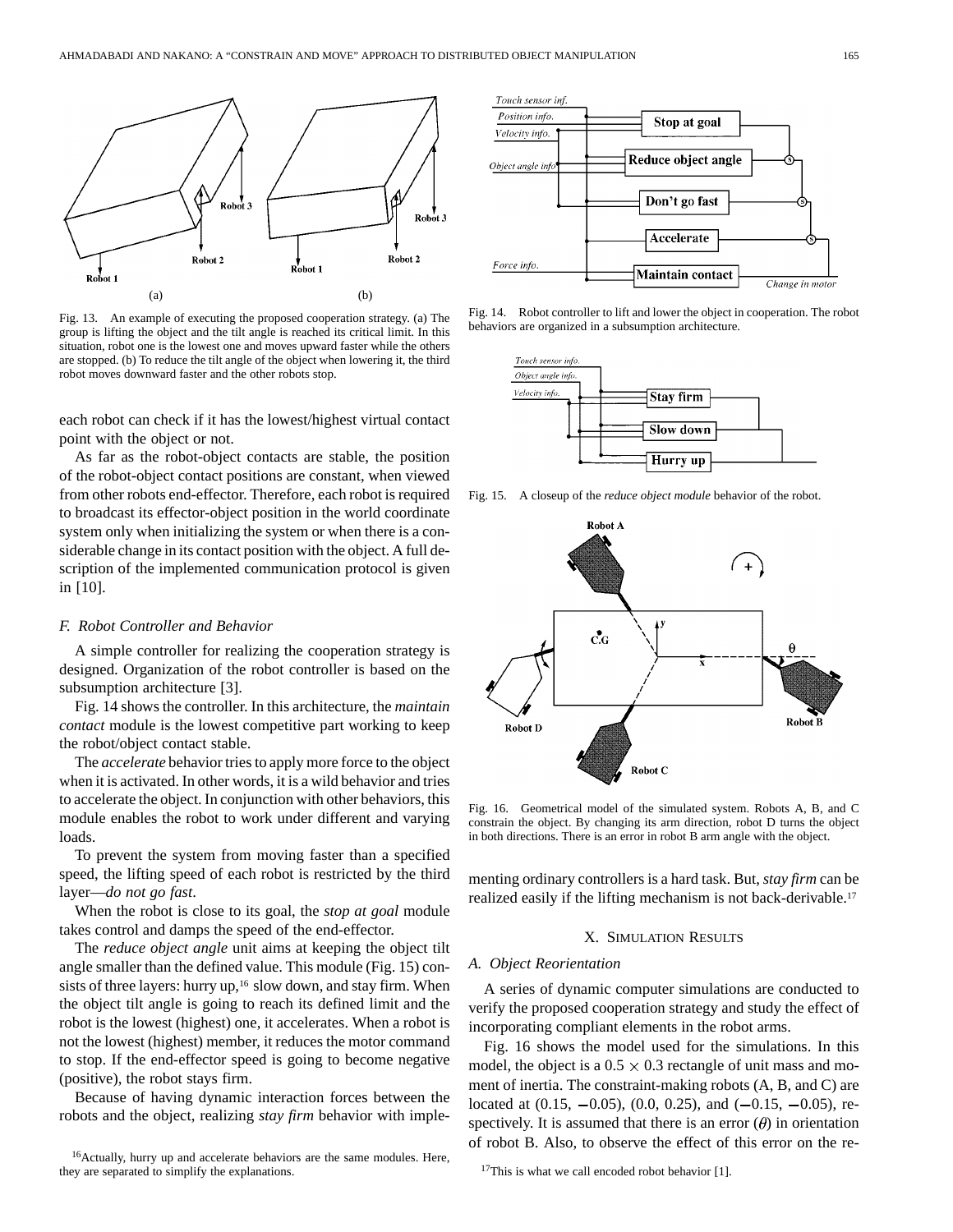Fig. 13. An example of executing the proposed cooperation strategy. (a) The group is lifting the object and the tilt angle is reached its critical limit. In this situation, robot one is the lowest one and moves upward faster while the others are stopped. (b) To reduce the tilt angle of the object when lowering it, the third robot moves downward faster and the other robots stop.

each robot can check if it has the lowest/highest virtual contact point with the object or not.

As far as the robot-object contacts are stable, the position of the robot-object contact positions are constant, when viewed from other robots end-effector. Therefore, each robot is required to broadcast its effector-object position in the world coordinate system only when initializing the system or when there is a considerable change in its contact position with the object. A full description of the implemented communication protocol is given in [10].

### *F. Robot Controller and Behavior*

A simple controller for realizing the cooperation strategy is designed. Organization of the robot controller is based on the subsumption architecture [3].

Fig. 14 shows the controller. In this architecture, the *maintain contact* module is the lowest competitive part working to keep the robot/object contact stable.

The *accelerate* behavior tries to apply more force to the object when it is activated. In other words, it is a wild behavior and tries to accelerate the object. In conjunction with other behaviors, this module enables the robot to work under different and varying loads.

To prevent the system from moving faster than a specified speed, the lifting speed of each robot is restricted by the third layer—*do not go fast*.

When the robot is close to its goal, the *stop at goal* module takes control and damps the speed of the end-effector.

The *reduce object angle* unit aims at keeping the object tilt angle smaller than the defined value. This module (Fig. 15) consists of three layers: hurry up,[16] slow down, and stay firm. When the object tilt angle is going to reach its defined limit and the robot is the lowest (highest) one, it accelerates. When a robot is not the lowest (highest) member, it reduces the motor command to stop. If the end-effector speed is going to become negative (positive), the robot stays firm.

Because of having dynamic interaction forces between the robots and the object, realizing *stay firm* behavior with implementing ordinary controllers is a hard task. But, *stay firm* can be realized easily if the lifting mechanism is not back-derivable.[17]

[16] Actually, hurry up and accelerate behaviors are the same modules. Here, they are separated to simplify the explanations.

Fig. 14. Robot controller to lift and lower the object in cooperation. The robot behaviors are organized in a subsumption architecture.

Fig. 15. A closeup of the *reduce object module* behavior of the robot.

Fig. 16. Geometrical model of the simulated system. Robots A, B, and C constrain the object. By changing its arm direction, robot D turns the object in both directions. There is an error in robot B arm angle with the object.

## X. Simulation Results

### *A. Object Reorientation*

A series of dynamic computer simulations are conducted to verify the proposed cooperation strategy and study the effect of incorporating compliant elements in the robot arms.

Fig. 16 shows the model used for the simulations. In this model, the object is a $0.5 \times 0.3$ rectangle of unit mass and moment of inertia. The constraint-making robots (A, B, and C) are located at (0.15, $-0.05$), (0.0, 0.25), and ($-0.15$, $-0.05$), respectively. It is assumed that there is an error ($\theta$) in orientation of robot B. Also, to observe the effect of this error on the re-

[17] This is what we call encoded robot behavior [1].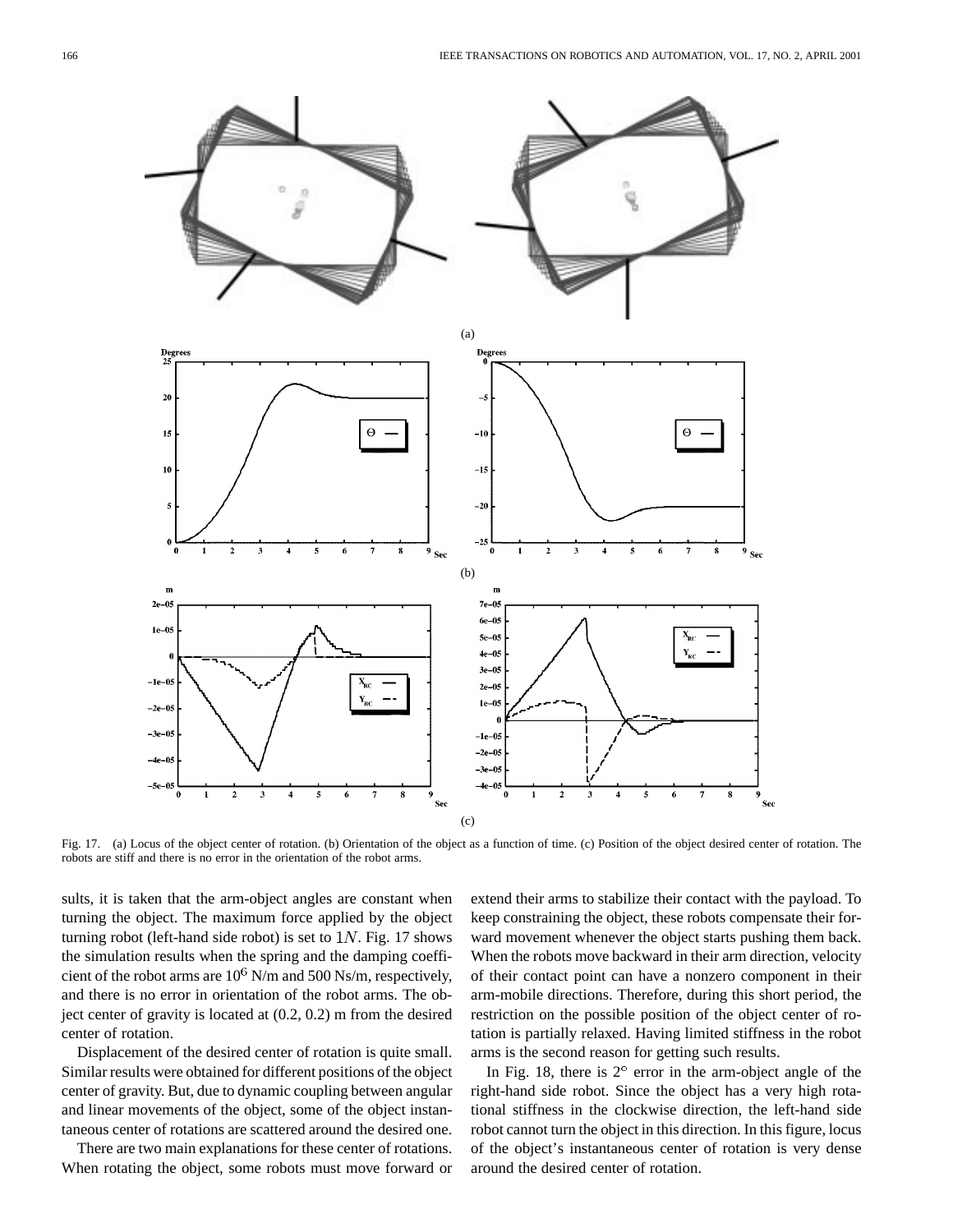Fig. 17. (a) Locus of the object center of rotation. (b) Orientation of the object as a function of time. (c) Position of the object desired center of rotation. The robots are stiff and there is no error in the orientation of the robot arms.

sults, it is taken that the arm-object angles are constant when turning the object. The maximum force applied by the object turning robot (left-hand side robot) is set to $1N$. Fig. 17 shows the simulation results when the spring and the damping coefficient of the robot arms are $10^6$ N/m and 500 Ns/m, respectively, and there is no error in orientation of the robot arms. The object center of gravity is located at (0.2, 0.2) m from the desired center of rotation.

Displacement of the desired center of rotation is quite small. Similar results were obtained for different positions of the object center of gravity. But, due to dynamic coupling between angular and linear movements of the object, some of the object instantaneous center of rotations are scattered around the desired one.

There are two main explanations for these center of rotations. When rotating the object, some robots must move forward or extend their arms to stabilize their contact with the payload. To keep constraining the object, these robots compensate their forward movement whenever the object starts pushing them back. When the robots move backward in their arm direction, velocity of their contact point can have a nonzero component in their arm-mobile directions. Therefore, during this short period, the restriction on the possible position of the object center of rotation is partially relaxed. Having limited stiffness in the robot arms is the second reason for getting such results.

In Fig. 18, there is $2^\circ$ error in the arm-object angle of the right-hand side robot. Since the object has a very high rotational stiffness in the clockwise direction, the left-hand side robot cannot turn the object in this direction. In this figure, locus of the object's instantaneous center of rotation is very dense around the desired center of rotation.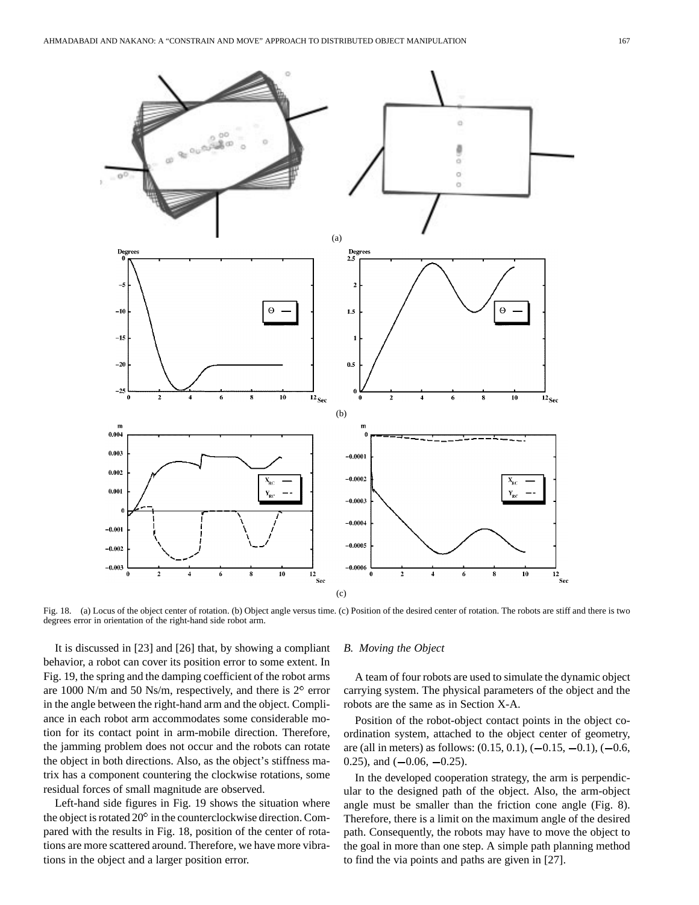Fig. 18. (a) Locus of the object center of rotation. (b) Object angle versus time. (c) Position of the desired center of rotation. The robots are stiff and there is two degrees error in orientation of the right-hand side robot arm.

It is discussed in [23] and [26] that, by showing a compliant behavior, a robot can cover its position error to some extent. In Fig. 19, the spring and the damping coefficient of the robot arms are 1000 N/m and 50 Ns/m, respectively, and there is 2° error in the angle between the right-hand arm and the object. Compliance in each robot arm accommodates some considerable motion for its contact point in arm-mobile direction. Therefore, the jamming problem does not occur and the robots can rotate the object in both directions. Also, as the object's stiffness matrix has a component countering the clockwise rotations, some residual forces of small magnitude are observed.

Left-hand side figures in Fig. 19 shows the situation where the object is rotated 20° in the counterclockwise direction. Compared with the results in Fig. 18, position of the center of rotations are more scattered around. Therefore, we have more vibrations in the object and a larger position error.

### *B. Moving the Object*

A team of four robots are used to simulate the dynamic object carrying system. The physical parameters of the object and the robots are the same as in Section X-A.

Position of the robot-object contact points in the object coordination system, attached to the object center of geometry, are (all in meters) as follows: (0.15, 0.1), (−0.15, −0.1), (−0.6, 0.25), and (−0.06, −0.25).

In the developed cooperation strategy, the arm is perpendicular to the designed path of the object. Also, the arm-object angle must be smaller than the friction cone angle (Fig. 8). Therefore, there is a limit on the maximum angle of the desired path. Consequently, the robots may have to move the object to the goal in more than one step. A simple path planning method to find the via points and paths are given in [27].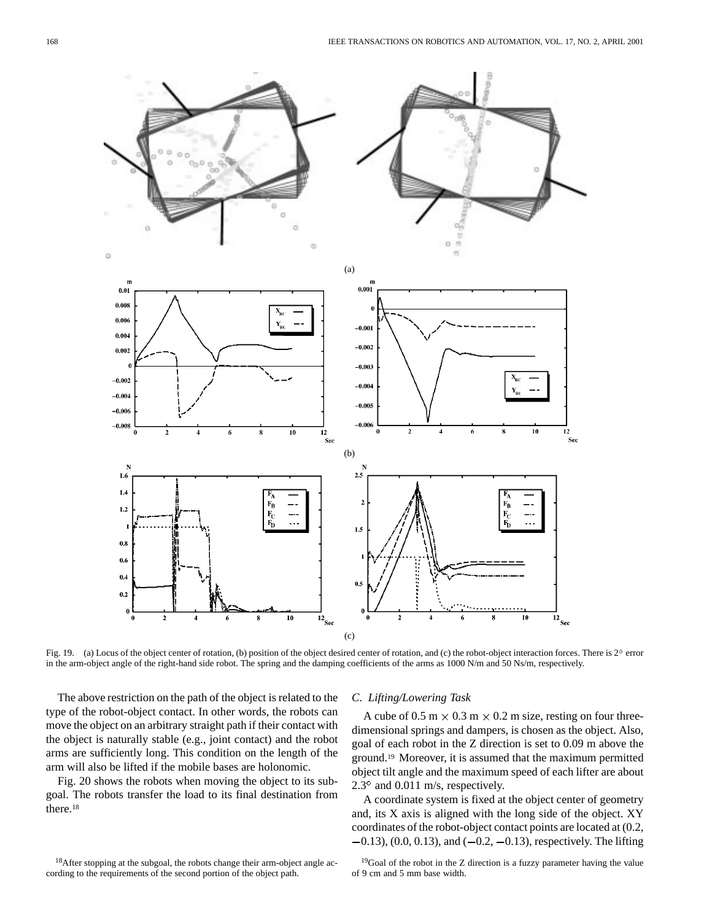Fig. 19. (a) Locus of the object center of rotation, (b) position of the object desired center of rotation, and (c) the robot-object interaction forces. There is 2° error in the arm-object angle of the right-hand side robot. The spring and the damping coefficients of the arms as 1000 N/m and 50 Ns/m, respectively.

The above restriction on the path of the object is related to the type of the robot-object contact. In other words, the robots can move the object on an arbitrary straight path if their contact with the object is naturally stable (e.g., joint contact) and the robot arms are sufficiently long. This condition on the length of the arm will also be lifted if the mobile bases are holonomic.

Fig. 20 shows the robots when moving the object to its subgoal. The robots transfer the load to its final destination from there.[18]

### C. Lifting/Lowering Task

A cube of 0.5 m $\times$ 0.3 m $\times$ 0.2 m size, resting on four three-dimensional springs and dampers, is chosen as the object. Also, goal of each robot in the Z direction is set to 0.09 m above the ground.[19] Moreover, it is assumed that the maximum permitted object tilt angle and the maximum speed of each lifter are about 2.3° and 0.011 m/s, respectively.

A coordinate system is fixed at the object center of geometry and, its X axis is aligned with the long side of the object. XY coordinates of the robot-object contact points are located at (0.2, $-$0.13), (0.0, 0.13), and ($-$0.2, $-$0.13), respectively. The lifting

[18] After stopping at the subgoal, the robots change their arm-object angle according to the requirements of the second portion of the object path.

[19] Goal of the robot in the Z direction is a fuzzy parameter having the value of 9 cm and 5 mm base width.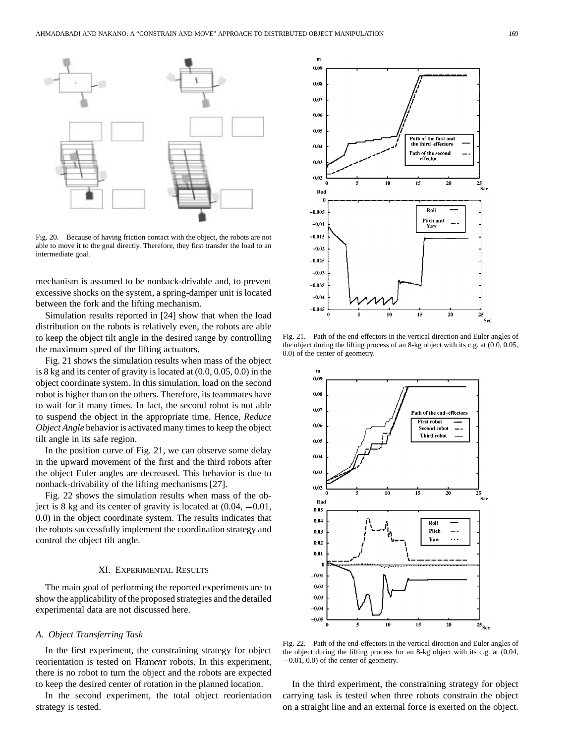Fig. 20. Because of having friction contact with the object, the robots are not able to move it to the goal directly. Therefore, they first transfer the load to an intermediate goal.

mechanism is assumed to be nonback-drivable and, to prevent excessive shocks on the system, a spring-damper unit is located between the fork and the lifting mechanism.

Simulation results reported in [24] show that when the load distribution on the robots is relatively even, the robots are able to keep the object tilt angle in the desired range by controlling the maximum speed of the lifting actuators.

Fig. 21 shows the simulation results when mass of the object is 8 kg and its center of gravity is located at (0.0, 0.05, 0.0) in the object coordinate system. In this simulation, load on the second robot is higher than on the others. Therefore, its teammates have to wait for it many times. In fact, the second robot is not able to suspend the object in the appropriate time. Hence, *Reduce Object Angle* behavior is activated many times to keep the object tilt angle in its safe region.

In the position curve of Fig. 21, we can observe some delay in the upward movement of the first and the third robots after the object Euler angles are decreased. This behavior is due to nonback-drivability of the lifting mechanisms [27].

Fig. 22 shows the simulation results when mass of the object is 8 kg and its center of gravity is located at (0.04, −0.01, 0.0) in the object coordinate system. The results indicates that the robots successfully implement the coordination strategy and control the object tilt angle.

## XI. Experimental Results

The main goal of performing the reported experiments are to show the applicability of the proposed strategies and the detailed experimental data are not discussed here.

### A. Object Transferring Task

In the first experiment, the constraining strategy for object reorientation is tested on Hamcar robots. In this experiment, there is no robot to turn the object and the robots are expected to keep the desired center of rotation in the planned location.

In the second experiment, the total object reorientation strategy is tested.

Fig. 21. Path of the end-effectors in the vertical direction and Euler angles of the object during the lifting process of an 8-kg object with its c.g. at (0.0, 0.05, 0.0) of the center of geometry.

Fig. 22. Path of the end-effectors in the vertical direction and Euler angles of the object during the lifting process for an 8-kg object with its c.g. at (0.04, −0.01, 0.0) of the center of geometry.

In the third experiment, the constraining strategy for object carrying task is tested when three robots constrain the object on a straight line and an external force is exerted on the object.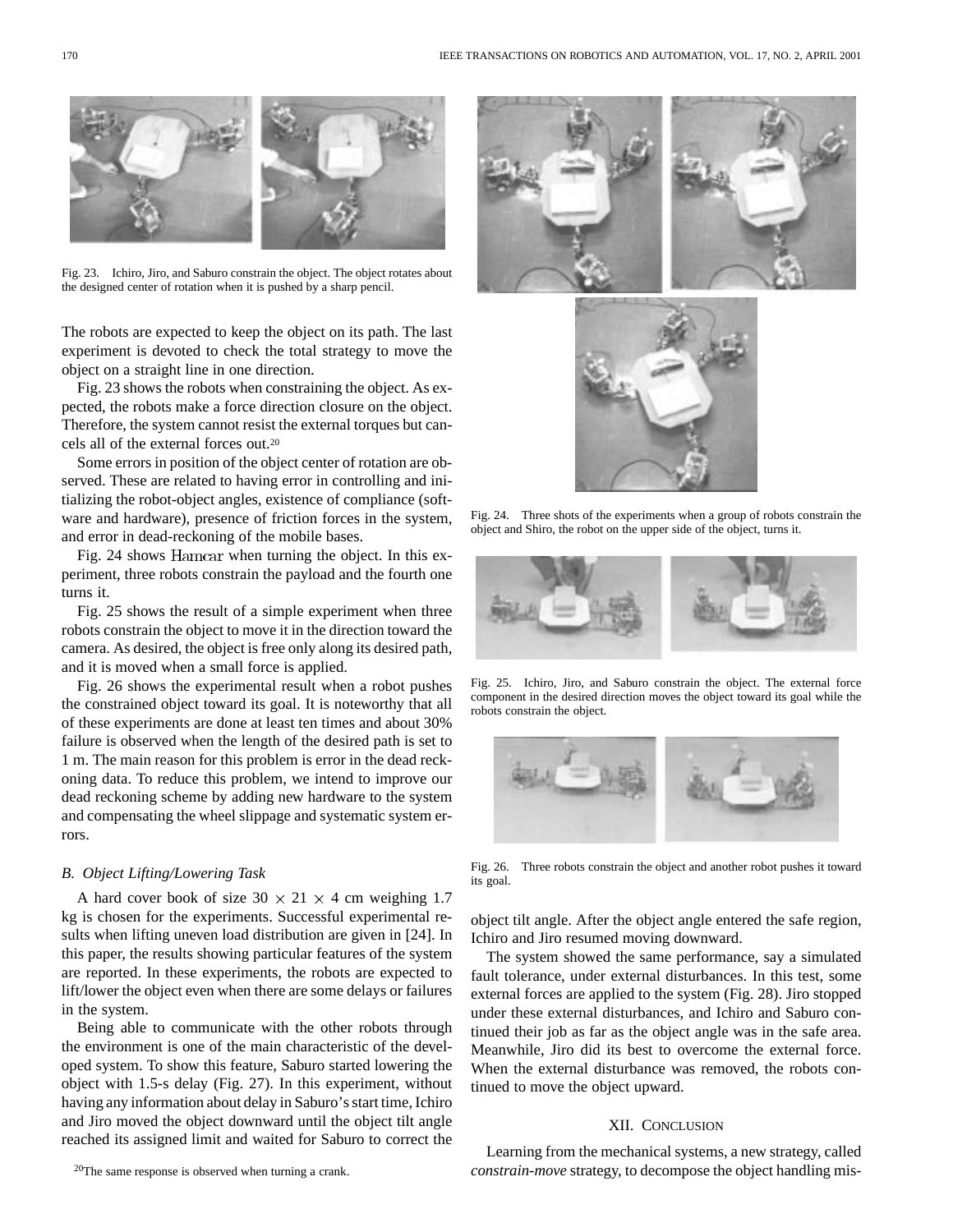Fig. 23. Ichiro, Jiro, and Saburo constrain the object. The object rotates about the designed center of rotation when it is pushed by a sharp pencil.

The robots are expected to keep the object on its path. The last experiment is devoted to check the total strategy to move the object on a straight line in one direction.

Fig. 23 shows the robots when constraining the object. As expected, the robots make a force direction closure on the object. Therefore, the system cannot resist the external torques but cancels all of the external forces out.[20]

Some errors in position of the object center of rotation are observed. These are related to having error in controlling and initializing the robot-object angles, existence of compliance (software and hardware), presence of friction forces in the system, and error in dead-reckoning of the mobile bases.

Fig. 24 shows Hamcar when turning the object. In this experiment, three robots constrain the payload and the fourth one turns it.

Fig. 25 shows the result of a simple experiment when three robots constrain the object to move it in the direction toward the camera. As desired, the object is free only along its desired path, and it is moved when a small force is applied.

Fig. 26 shows the experimental result when a robot pushes the constrained object toward its goal. It is noteworthy that all of these experiments are done at least ten times and about 30% failure is observed when the length of the desired path is set to 1 m. The main reason for this problem is error in the dead reckoning data. To reduce this problem, we intend to improve our dead reckoning scheme by adding new hardware to the system and compensating the wheel slippage and systematic system errors.

### B. Object Lifting/Lowering Task

A hard cover book of size $30 \times 21 \times 4$ cm weighing 1.7 kg is chosen for the experiments. Successful experimental results when lifting uneven load distribution are given in [24]. In this paper, the results showing particular features of the system are reported. In these experiments, the robots are expected to lift/lower the object even when there are some delays or failures in the system.

Being able to communicate with the other robots through the environment is one of the main characteristic of the developed system. To show this feature, Saburo started lowering the object with 1.5-s delay (Fig. 27). In this experiment, without having any information about delay in Saburo's start time, Ichiro and Jiro moved the object downward until the object tilt angle reached its assigned limit and waited for Saburo to correct the object tilt angle. After the object angle entered the safe region, Ichiro and Jiro resumed moving downward.

The system showed the same performance, say a simulated fault tolerance, under external disturbances. In this test, some external forces are applied to the system (Fig. 28). Jiro stopped under these external disturbances, and Ichiro and Saburo continued their job as far as the object angle was in the safe area. Meanwhile, Jiro did its best to overcome the external force. When the external disturbance was removed, the robots continued to move the object upward.

[20]The same response is observed when turning a crank.

Fig. 24. Three shots of the experiments when a group of robots constrain the object and Shiro, the robot on the upper side of the object, turns it.

Fig. 25. Ichiro, Jiro, and Saburo constrain the object. The external force component in the desired direction moves the object toward its goal while the robots constrain the object.

Fig. 26. Three robots constrain the object and another robot pushes it toward its goal.

## XII. Conclusion

Learning from the mechanical systems, a new strategy, called *constrain-move* strategy, to decompose the object handling mis-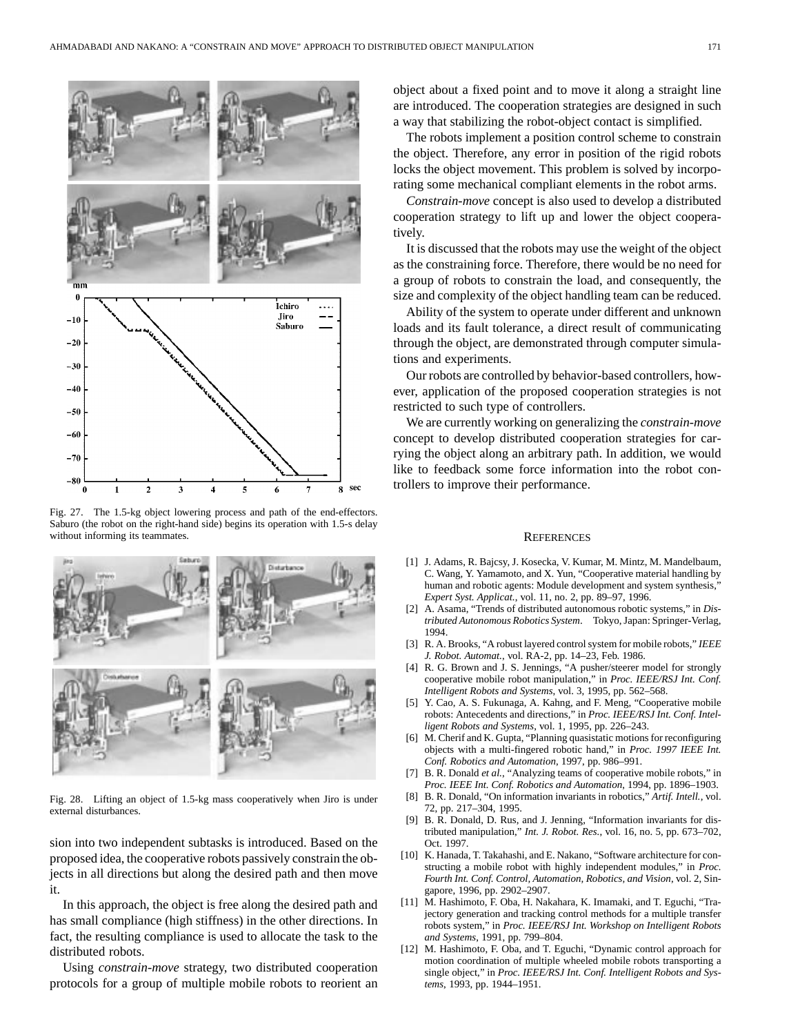mm

0

−10

−20

−30

−40

−50

−60

−70

−80

0 1 2 3 4 5 6 7 8 sec

Ichiro

Jiro

Saburo

Fig. 27. The 1.5-kg object lowering process and path of the end-effectors. Saburo (the robot on the right-hand side) begins its operation with 1.5-s delay without informing its teammates.

Jiro

Ichiro

Saburo

Disturbance

Disturbance

Fig. 28. Lifting an object of 1.5-kg mass cooperatively when Jiro is under external disturbances.

sion into two independent subtasks is introduced. Based on the proposed idea, the cooperative robots passively constrain the objects in all directions but along the desired path and then move it.

In this approach, the object is free along the desired path and has small compliance (high stiffness) in the other directions. In fact, the resulting compliance is used to allocate the task to the distributed robots.

Using *constrain-move* strategy, two distributed cooperation protocols for a group of multiple mobile robots to reorient an object about a fixed point and to move it along a straight line are introduced. The cooperation strategies are designed in such a way that stabilizing the robot-object contact is simplified.

The robots implement a position control scheme to constrain the object. Therefore, any error in position of the rigid robots locks the object movement. This problem is solved by incorporating some mechanical compliant elements in the robot arms.

*Constrain-move* concept is also used to develop a distributed cooperation strategy to lift up and lower the object cooperatively.

It is discussed that the robots may use the weight of the object as the constraining force. Therefore, there would be no need for a group of robots to constrain the load, and consequently, the size and complexity of the object handling team can be reduced.

Ability of the system to operate under different and unknown loads and its fault tolerance, a direct result of communicating through the object, are demonstrated through computer simulations and experiments.

Our robots are controlled by behavior-based controllers, however, application of the proposed cooperation strategies is not restricted to such type of controllers.

We are currently working on generalizing the *constrain-move* concept to develop distributed cooperation strategies for carrying the object along an arbitrary path. In addition, we would like to feedback some force information into the robot controllers to improve their performance.

## References

[1] J. Adams, R. Bajcsy, J. Kosecka, V. Kumar, M. Mintz, M. Mandelbaum, C. Wang, Y. Yamamoto, and X. Yun, "Cooperative material handling by human and robotic agents: Module development and system synthesis," *Expert Syst. Applicat.*, vol. 11, no. 2, pp. 89–97, 1996.

[2] A. Asama, "Trends of distributed autonomous robotic systems," in *Distributed Autonomous Robotics System*. Tokyo, Japan: Springer-Verlag, 1994.

[3] R. A. Brooks, "A robust layered control system for mobile robots," *IEEE J. Robot. Automat.*, vol. RA-2, pp. 14–23, Feb. 1986.

[4] R. G. Brown and J. S. Jennings, "A pusher/steerer model for strongly cooperative mobile robot manipulation," in *Proc. IEEE/RSJ Int. Conf. Intelligent Robots and Systems*, vol. 3, 1995, pp. 562–568.

[5] Y. Cao, A. S. Fukunaga, A. Kahng, and F. Meng, "Cooperative mobile robots: Antecedents and directions," in *Proc. IEEE/RSJ Int. Conf. Intelligent Robots and Systems*, vol. 1, 1995, pp. 226–243.

[6] M. Cherif and K. Gupta, "Planning quasistatic motions for reconfiguring objects with a multi-fingered robotic hand," in *Proc. 1997 IEEE Int. Conf. Robotics and Automation*, 1997, pp. 986–991.

[7] B. R. Donald *et al.*, "Analyzing teams of cooperative mobile robots," in *Proc. IEEE Int. Conf. Robotics and Automation*, 1994, pp. 1896–1903.

[8] B. R. Donald, "On information invariants in robotics," *Artif. Intell.*, vol. 72, pp. 217–304, 1995.

[9] B. R. Donald, D. Rus, and J. Jenning, "Information invariants for distributed manipulation," *Int. J. Robot. Res.*, vol. 16, no. 5, pp. 673–702, Oct. 1997.

[10] K. Hanada, T. Takahashi, and E. Nakano, "Software architecture for constructing a mobile robot with highly independent modules," in *Proc. Fourth Int. Conf. Control, Automation, Robotics, and Vision*, vol. 2, Singapore, 1996, pp. 2902–2907.

[11] M. Hashimoto, F. Oba, H. Nakahara, K. Imamaki, and T. Eguchi, "Trajectory generation and tracking control methods for a multiple transfer robots system," in *Proc. IEEE/RSJ Int. Workshop on Intelligent Robots and Systems*, 1991, pp. 799–804.

[12] M. Hashimoto, F. Oba, and T. Eguchi, "Dynamic control approach for motion coordination of multiple wheeled mobile robots transporting a single object," in *Proc. IEEE/RSJ Int. Conf. Intelligent Robots and Systems*, 1993, pp. 1944–1951.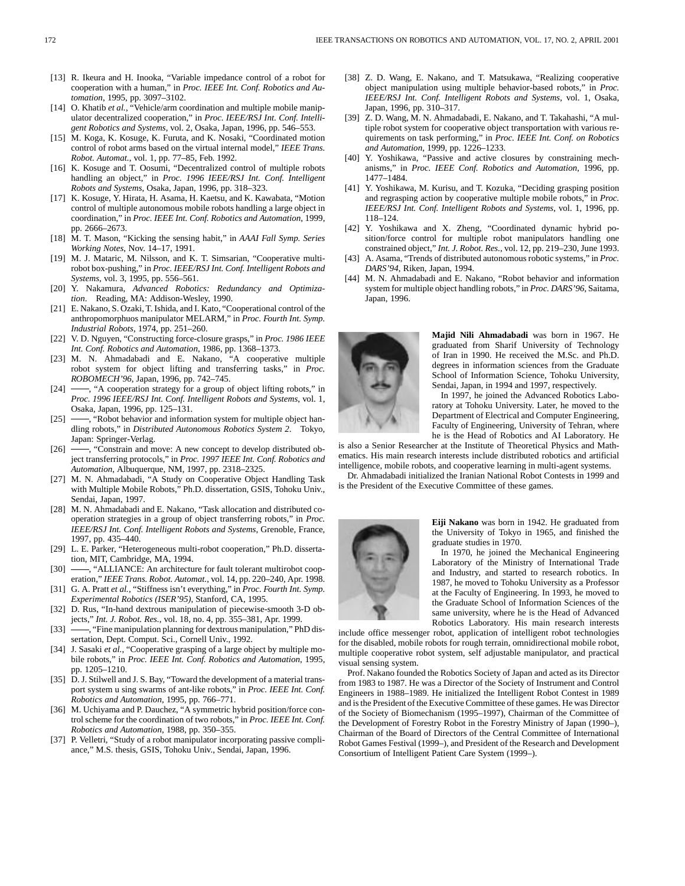[13] R. Ikeura and H. Inooka, "Variable impedance control of a robot for cooperation with a human," in *Proc. IEEE Int. Conf. Robotics and Automation*, 1995, pp. 3097–3102.

[14] O. Khatib *et al.*, "Vehicle/arm coordination and multiple mobile manipulator decentralized cooperation," in *Proc. IEEE/RSJ Int. Conf. Intelligent Robotics and Systems*, vol. 2, Osaka, Japan, 1996, pp. 546–553.

[15] M. Koga, K. Kosuge, K. Furuta, and K. Nosaki, "Coordinated motion control of robot arms based on the virtual internal model," *IEEE Trans. Robot. Automat.*, vol. 1, pp. 77–85, Feb. 1992.

[16] K. Kosuge and T. Oosumi, "Decentralized control of multiple robots handling an object," in *Proc. 1996 IEEE/RSJ Int. Conf. Intelligent Robots and Systems*, Osaka, Japan, 1996, pp. 318–323.

[17] K. Kosuge, Y. Hirata, H. Asama, H. Kaetsu, and K. Kawabata, "Motion control of multiple autonomous mobile robots handling a large object in coordination," in *Proc. IEEE Int. Conf. Robotics and Automation*, 1999, pp. 2666–2673.

[18] M. T. Mason, "Kicking the sensing habit," in *AAAI Fall Symp. Series Working Notes*, Nov. 14–17, 1991.

[19] M. J. Mataric, M. Nilsson, and K. T. Simsarian, "Cooperative multirobot box-pushing," in *Proc. IEEE/RSJ Int. Conf. Intelligent Robots and Systems*, vol. 3, 1995, pp. 556–561.

[20] Y. Nakamura, *Advanced Robotics: Redundancy and Optimization*. Reading, MA: Addison-Wesley, 1990.

[21] E. Nakano, S. Ozaki, T. Ishida, and I. Kato, "Cooperational control of the anthropomorphuos manipulator MELARM," in *Proc. Fourth Int. Symp. Industrial Robots*, 1974, pp. 251–260.

[22] V. D. Nguyen, "Constructing force-closure grasps," in *Proc. 1986 IEEE Int. Conf. Robotics and Automation*, 1986, pp. 1368–1373.

[23] M. N. Ahmadabadi and E. Nakano, "A cooperative multiple robot system for object lifting and transferring tasks," in *Proc. ROBOMECH'96*, Japan, 1996, pp. 742–745.

[24] ——, "A cooperation strategy for a group of object lifting robots," in *Proc. 1996 IEEE/RSJ Int. Conf. Intelligent Robots and Systems*, vol. 1, Osaka, Japan, 1996, pp. 125–131.

[25] ——, "Robot behavior and information system for multiple object handling robots," in *Distributed Autonomous Robotics System 2*. Tokyo, Japan: Springer-Verlag.

[26] ——, "Constrain and move: A new concept to develop distributed object transferring protocols," in *Proc. 1997 IEEE Int. Conf. Robotics and Automation*, Albuquerque, NM, 1997, pp. 2318–2325.

[27] M. N. Ahmadabadi, "A Study on Cooperative Object Handling Task with Multiple Mobile Robots," Ph.D. dissertation, GSIS, Tohoku Univ., Sendai, Japan, 1997.

[28] M. N. Ahmadabadi and E. Nakano, "Task allocation and distributed cooperation strategies in a group of object transferring robots," in *Proc. IEEE/RSJ Int. Conf. Intelligent Robots and Systems*, Grenoble, France, 1997, pp. 435–440.

[29] L. E. Parker, "Heterogeneous multi-robot cooperation," Ph.D. dissertation, MIT, Cambridge, MA, 1994.

[30] ——, "ALLIANCE: An architecture for fault tolerant multirobot cooperation," *IEEE Trans. Robot. Automat.*, vol. 14, pp. 220–240, Apr. 1998.

[31] G. A. Pratt *et al.*, "Stiffness isn't everything," in *Proc. Fourth Int. Symp. Experimental Robotics (ISER'95)*, Stanford, CA, 1995.

[32] D. Rus, "In-hand dextrous manipulation of piecewise-smooth 3-D objects," *Int. J. Robot. Res.*, vol. 18, no. 4, pp. 355–381, Apr. 1999.

[33] ——, "Fine manipulation planning for dextrous manipulation," PhD dissertation, Dept. Comput. Sci., Cornell Univ., 1992.

[34] J. Sasaki *et al.*, "Cooperative grasping of a large object by multiple mobile robots," in *Proc. IEEE Int. Conf. Robotics and Automation*, 1995, pp. 1205–1210.

[35] D. J. Stilwell and J. S. Bay, "Toward the development of a material transport system u sing swarms of ant-like robots," in *Proc. IEEE Int. Conf. Robotics and Automation*, 1995, pp. 766–771.

[36] M. Uchiyama and P. Dauchez, "A symmetric hybrid position/force control scheme for the coordination of two robots," in *Proc. IEEE Int. Conf. Robotics and Automation*, 1988, pp. 350–355.

[37] P. Velletri, "Study of a robot manipulator incorporating passive compliance," M.S. thesis, GSIS, Tohoku Univ., Sendai, Japan, 1996.

[38] Z. D. Wang, E. Nakano, and T. Matsukawa, "Realizing cooperative object manipulation using multiple behavior-based robots," in *Proc. IEEE/RSJ Int. Conf. Intelligent Robots and Systems*, vol. 1, Osaka, Japan, 1996, pp. 310–317.

[39] Z. D. Wang, M. N. Ahmadabadi, E. Nakano, and T. Takahashi, "A multiple robot system for cooperative object transportation with various requirements on task performing," in *Proc. IEEE Int. Conf. on Robotics and Automation*, 1999, pp. 1226–1233.

[40] Y. Yoshikawa, "Passive and active closures by constraining mechanisms," in *Proc. IEEE Conf. Robotics and Automation*, 1996, pp. 1477–1484.

[41] Y. Yoshikawa, M. Kurisu, and T. Kozuka, "Deciding grasping position and regrasping action by cooperative multiple mobile robots," in *Proc. IEEE/RSJ Int. Conf. Intelligent Robots and Systems*, vol. 1, 1996, pp. 118–124.

[42] Y. Yoshikawa and X. Zheng, "Coordinated dynamic hybrid position/force control for multiple robot manipulators handling one constrained object," *Int. J. Robot. Res.*, vol. 12, pp. 219–230, June 1993.

[43] A. Asama, "Trends of distributed autonomous robotic systems," in *Proc. DARS'94*, Riken, Japan, 1994.

[44] M. N. Ahmadabadi and E. Nakano, "Robot behavior and information system for multiple object handling robots," in *Proc. DARS'96*, Saitama, Japan, 1996.

**Majid Nili Ahmadabadi** was born in 1967. He graduated from Sharif University of Technology of Iran in 1990. He received the M.Sc. and Ph.D. degrees in information sciences from the Graduate School of Information Science, Tohoku University, Sendai, Japan, in 1994 and 1997, respectively.

In 1997, he joined the Advanced Robotics Laboratory at Tohoku University. Later, he moved to the Department of Electrical and Computer Engineering, Faculty of Engineering, University of Tehran, where he is the Head of Robotics and AI Laboratory. He is also a Senior Researcher at the Institute of Theoretical Physics and Mathematics. His main research interests include distributed robotics and artificial intelligence, mobile robots, and cooperative learning in multi-agent systems.

Dr. Ahmadabadi initialized the Iranian National Robot Contests in 1999 and is the President of the Executive Committee of these games.

**Eiji Nakano** was born in 1942. He graduated from the University of Tokyo in 1965, and finished the graduate studies in 1970.

In 1970, he joined the Mechanical Engineering Laboratory of the Ministry of International Trade and Industry, and started to research robotics. In 1987, he moved to Tohoku University as a Professor at the Faculty of Engineering. In 1993, he moved to the Graduate School of Information Sciences of the same university, where he is the Head of Advanced Robotics Laboratory. His main research interests include office messenger robot, application of intelligent robot technologies for the disabled, mobile robots for rough terrain, omnidirectional mobile robot, multiple cooperative robot system, self adjustable manipulator, and practical visual sensing system.

Prof. Nakano founded the Robotics Society of Japan and acted as its Director from 1983 to 1987. He was a Director of the Society of Instrument and Control Engineers in 1988–1989. He initialized the Intelligent Robot Contest in 1989 and is the President of the Executive Committee of these games. He was Director of the Society of Biomechanism (1995–1997), Chairman of the Committee of the Development of Forestry Robot in the Forestry Ministry of Japan (1990–), Chairman of the Board of Directors of the Central Committee of International Robot Games Festival (1999–), and President of the Research and Development Consortium of Intelligent Patient Care System (1999–).